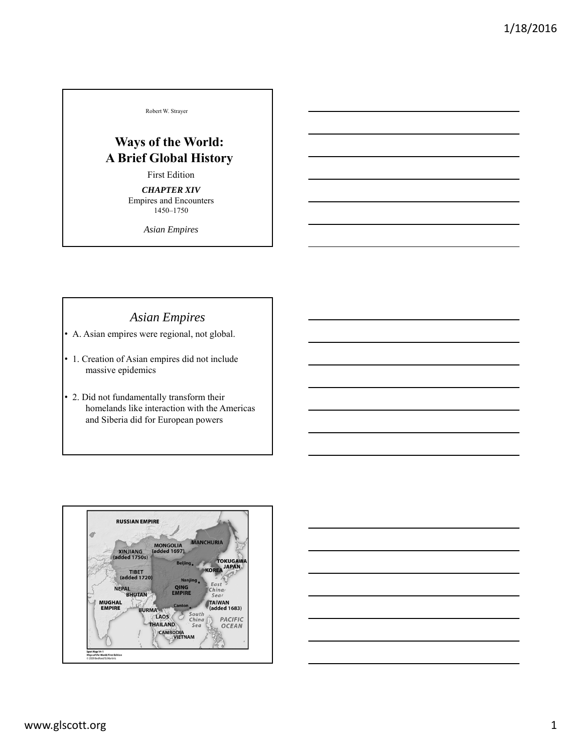Robert W. Strayer

# Ways of the World: A Brief Global History

First Edition

***CHAPTER XIV***

Empires and Encounters

1450–1750

*Asian Empires*

## *Asian Empires*

- A. Asian empires were regional, not global.
- 1. Creation of Asian empires did not include massive epidemics
- 2. Did not fundamentally transform their homelands like interaction with the Americas and Siberia did for European powers

RUSSIAN EMPIRE

MONGOLIA (added 1697)

MANCHURIA

XINJIANG (added 1750s)

Beijing

TOKUGAWA JAPAN

KOREA

TIBET (added 1720)

Nanjing

East China Sea

NEPAL

BHUTAN

QING EMPIRE

MUGHAL EMPIRE

Canton

TAIWAN (added 1683)

BURMA

LAOS

South China Sea

PACIFIC OCEAN

THAILAND

CAMBODIA

VIETNAM

Spot Map 14-1
Ways of the World, First Edition
© 2009 Bedford/St.Martin's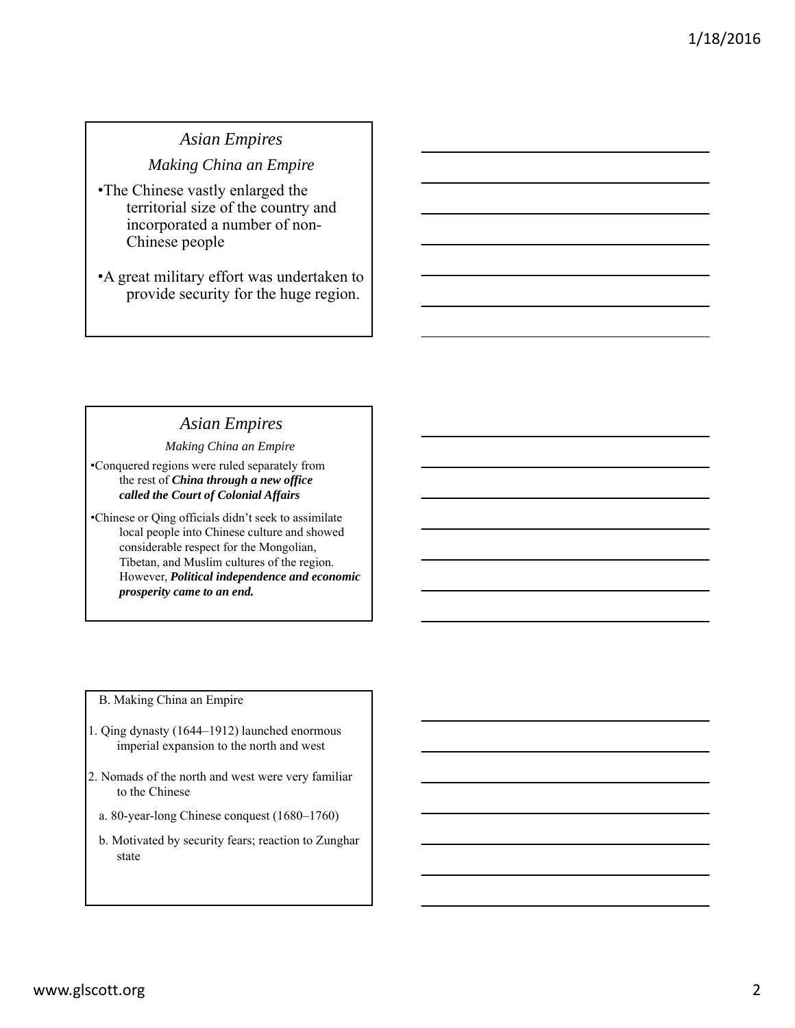## Asian Empires

### Making China an Empire

- The Chinese vastly enlarged the territorial size of the country and incorporated a number of non-Chinese people
- A great military effort was undertaken to provide security for the huge region.

## Asian Empires

### Making China an Empire

- Conquered regions were ruled separately from the rest of ***China through a new office called the Court of Colonial Affairs***
- Chinese or Qing officials didn't seek to assimilate local people into Chinese culture and showed considerable respect for the Mongolian, Tibetan, and Muslim cultures of the region. However, ***Political independence and economic prosperity came to an end.***

B. Making China an Empire

1. Qing dynasty (1644–1912) launched enormous imperial expansion to the north and west
2. Nomads of the north and west were very familiar to the Chinese
   a. 80-year-long Chinese conquest (1680–1760)
   b. Motivated by security fears; reaction to Zunghar state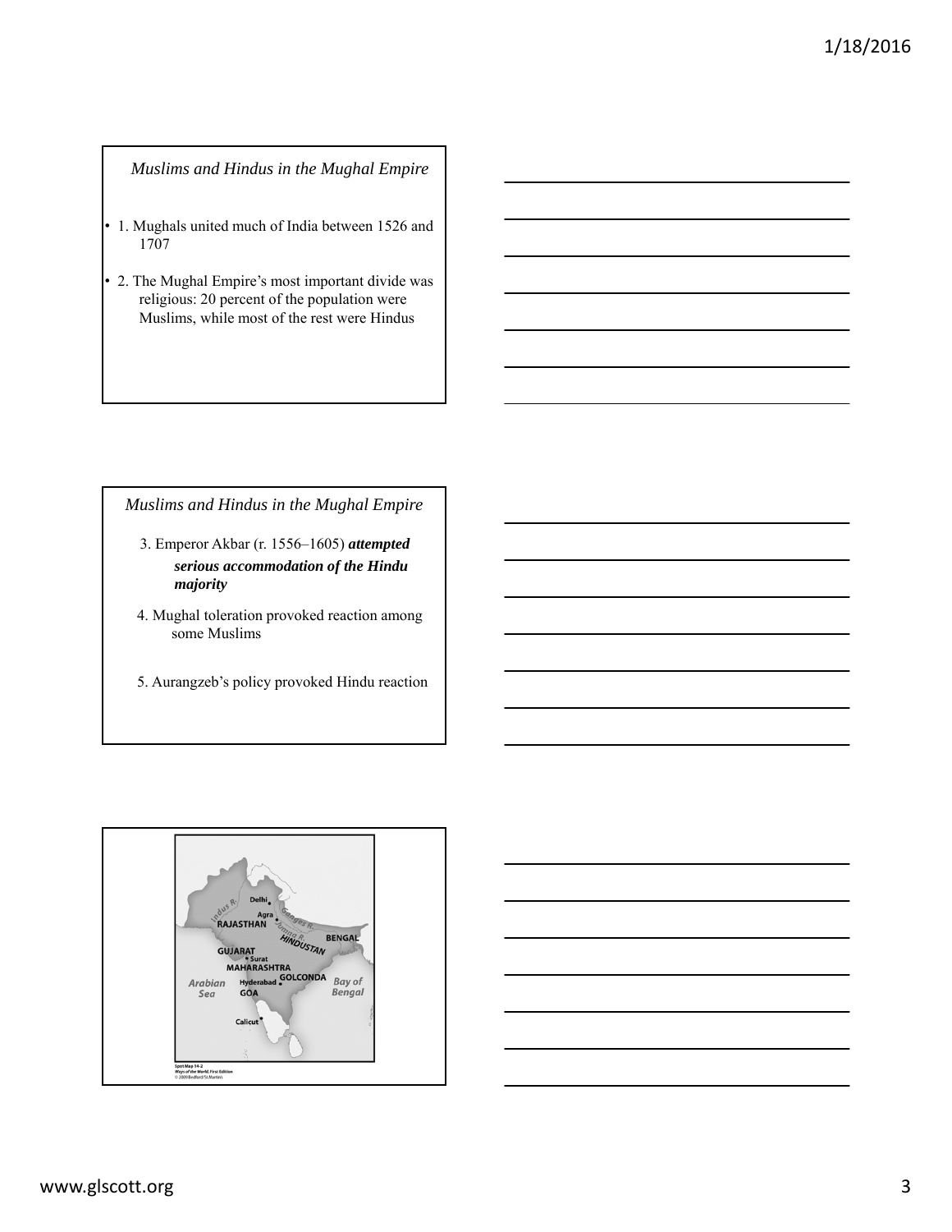## Muslims and Hindus in the Mughal Empire

- 1. Mughals united much of India between 1526 and 1707
- 2. The Mughal Empire's most important divide was religious: 20 percent of the population were Muslims, while most of the rest were Hindus

## Muslims and Hindus in the Mughal Empire

3. Emperor Akbar (r. 1556–1605) ***attempted serious accommodation of the Hindu majority***

4. Mughal toleration provoked reaction among some Muslims

5. Aurangzeb's policy provoked Hindu reaction

Spot Map 14-2
*Ways of the World*, First Edition
© 2009 Bedford/St.Martin's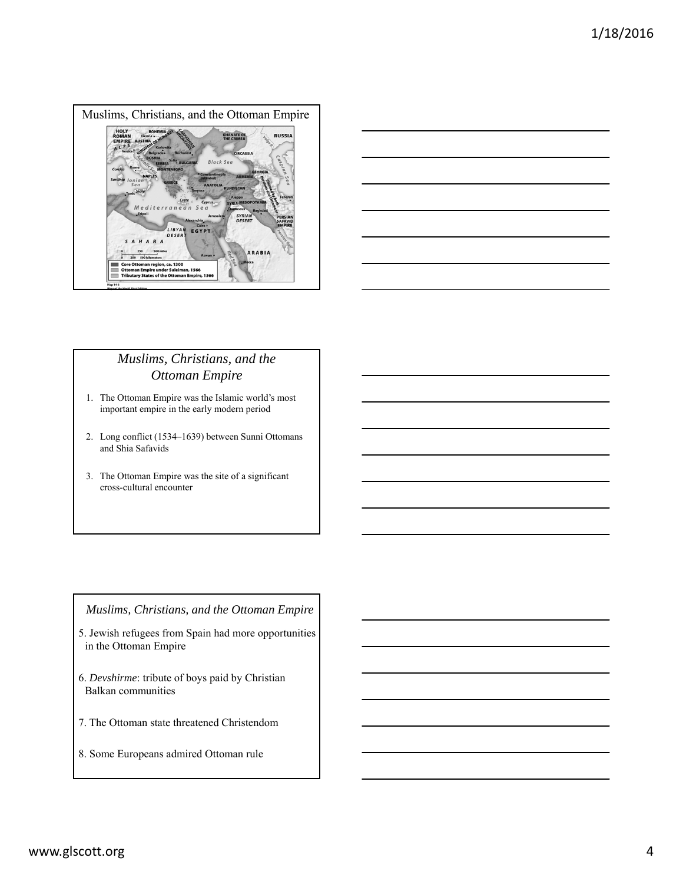## Muslims, Christians, and the Ottoman Empire

## *Muslims, Christians, and the Ottoman Empire*

1. The Ottoman Empire was the Islamic world's most important empire in the early modern period
2. Long conflict (1534–1639) between Sunni Ottomans and Shia Safavids
3. The Ottoman Empire was the site of a significant cross-cultural encounter

## *Muslims, Christians, and the Ottoman Empire*

5. Jewish refugees from Spain had more opportunities in the Ottoman Empire
6. *Devshirme*: tribute of boys paid by Christian Balkan communities
7. The Ottoman state threatened Christendom
8. Some Europeans admired Ottoman rule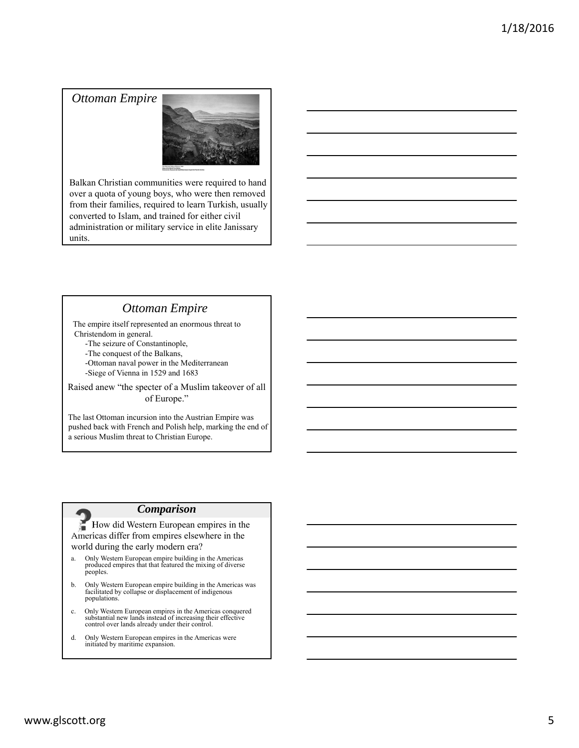## Ottoman Empire

Balkan Christian communities were required to hand over a quota of young boys, who were then removed from their families, required to learn Turkish, usually converted to Islam, and trained for either civil administration or military service in elite Janissary units.

## Ottoman Empire

The empire itself represented an enormous threat to Christendom in general.

- -The seizure of Constantinople,
- -The conquest of the Balkans,
- -Ottoman naval power in the Mediterranean
- -Siege of Vienna in 1529 and 1683

Raised anew "the specter of a Muslim takeover of all of Europe."

The last Ottoman incursion into the Austrian Empire was pushed back with French and Polish help, marking the end of a serious Muslim threat to Christian Europe.

## *Comparison*

How did Western European empires in the Americas differ from empires elsewhere in the world during the early modern era?

a. Only Western European empire building in the Americas produced empires that that featured the mixing of diverse peoples.

b. Only Western European empire building in the Americas was facilitated by collapse or displacement of indigenous populations.

c. Only Western European empires in the Americas conquered substantial new lands instead of increasing their effective control over lands already under their control.

d. Only Western European empires in the Americas were initiated by maritime expansion.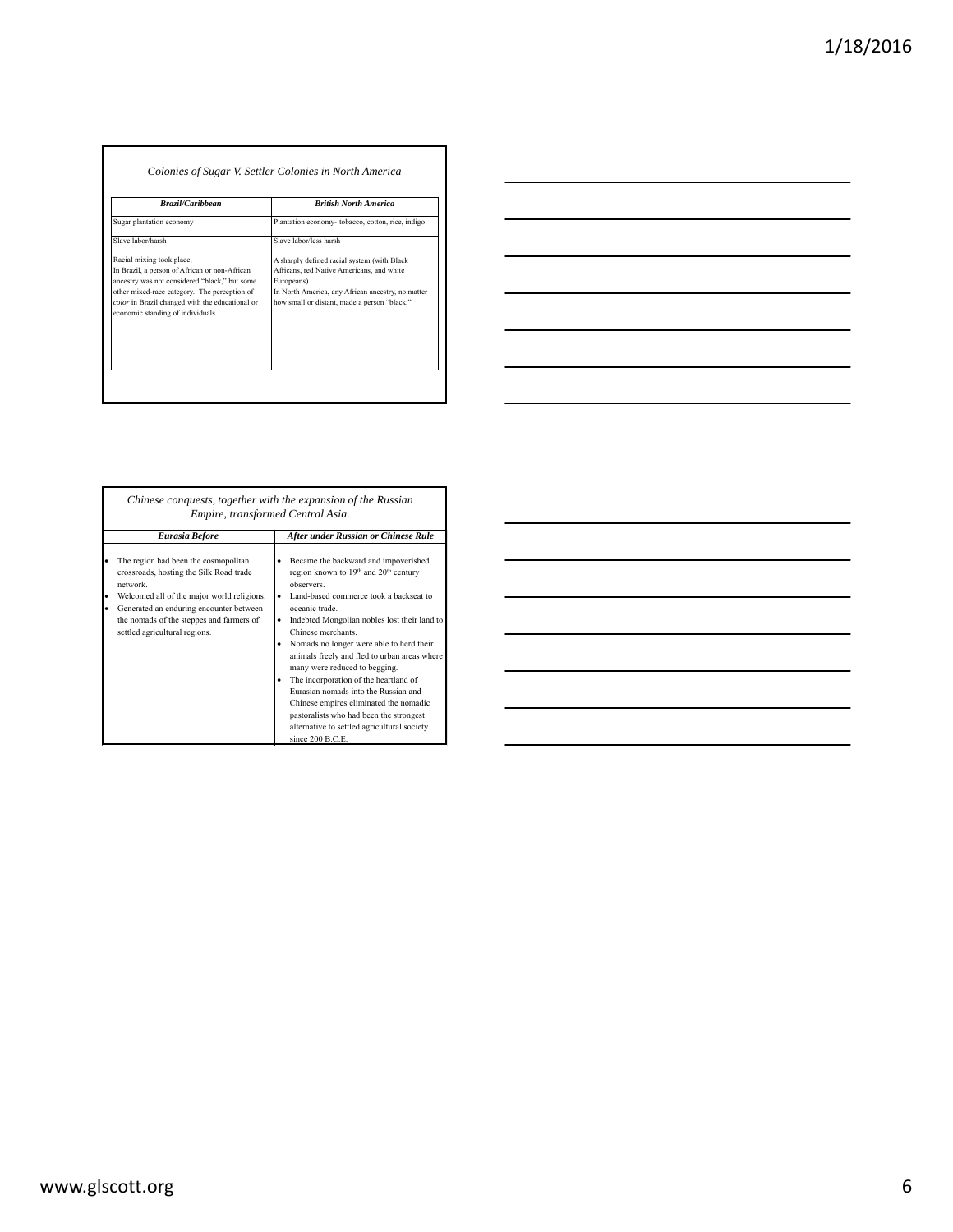### *Colonies of Sugar V. Settler Colonies in North America*

| ***Brazil/Caribbean*** | ***British North America*** |
|---|---|
| Sugar plantation economy | Plantation economy- tobacco, cotton, rice, indigo |
| Slave labor/harsh | Slave labor/less harsh |
| Racial mixing took place; In Brazil, a person of African or non-African ancestry was not considered "black," but some other mixed-race category. The perception of *color* in Brazil changed with the educational or economic standing of individuals. | A sharply defined racial system (with Black Africans, red Native Americans, and white Europeans) In North America, any African ancestry, no matter how small or distant, made a person "black." |

### *Chinese conquests, together with the expansion of the Russian Empire, transformed Central Asia.*

| ***Eurasia Before*** | ***After under Russian or Chinese Rule*** |
|---|---|
| • The region had been the cosmopolitan crossroads, hosting the Silk Road trade network.<br>• Welcomed all of the major world religions.<br>• Generated an enduring encounter between the nomads of the steppes and farmers of settled agricultural regions. | • Became the backward and impoverished region known to 19th and 20th century observers.<br>• Land-based commerce took a backseat to oceanic trade.<br>• Indebted Mongolian nobles lost their land to Chinese merchants.<br>• Nomads no longer were able to herd their animals freely and fled to urban areas where many were reduced to begging.<br>• The incorporation of the heartland of Eurasian nomads into the Russian and Chinese empires eliminated the nomadic pastoralists who had been the strongest alternative to settled agricultural society since 200 B.C.E. |